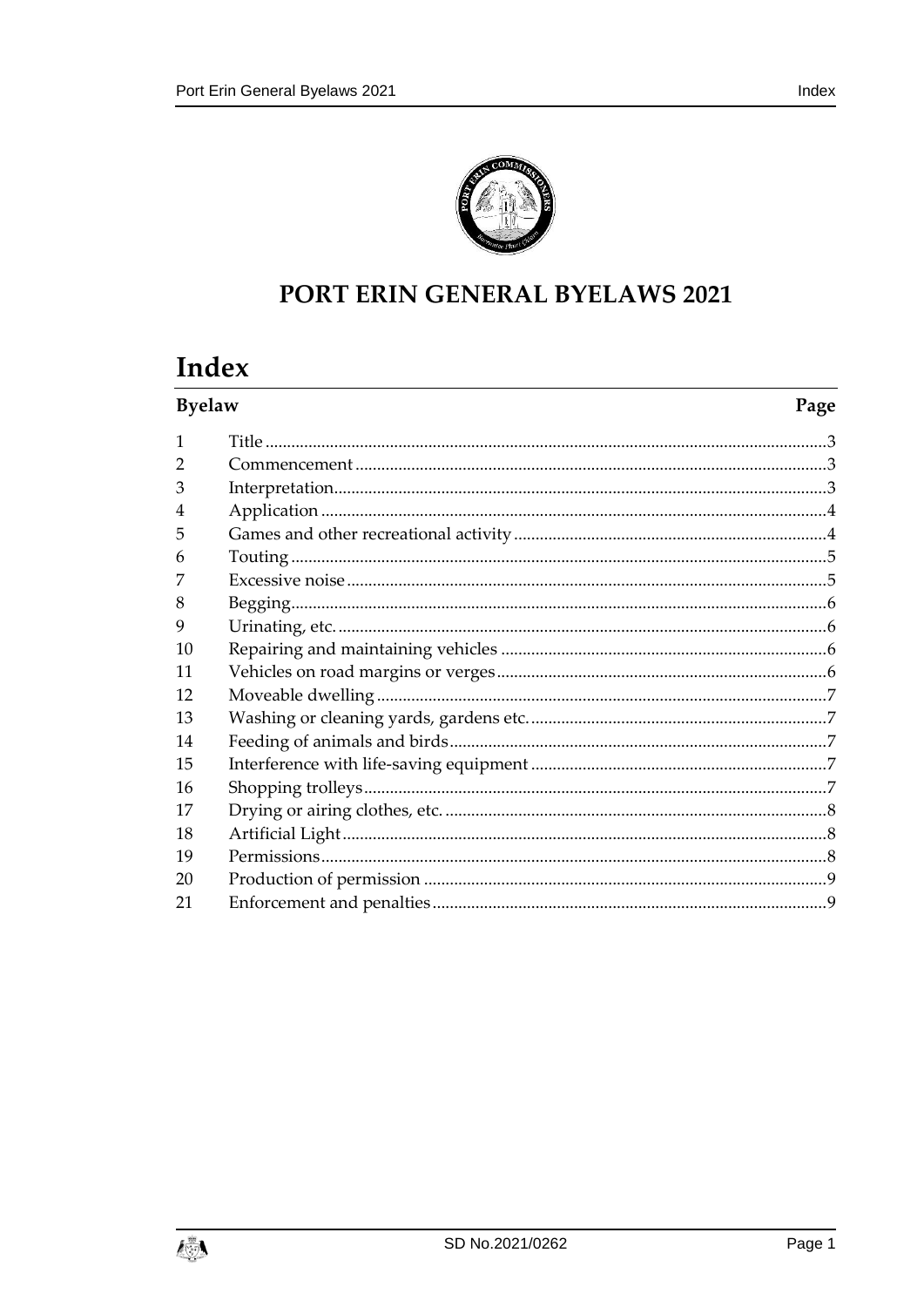# PORT ERIN GENERAL BYELAWS 2021

## Index

| Byelaw | | Page |
|---|---|---|
| 1 | Title | 3 |
| 2 | Commencement | 3 |
| 3 | Interpretation | 3 |
| 4 | Application | 4 |
| 5 | Games and other recreational activity | 4 |
| 6 | Touting | 5 |
| 7 | Excessive noise | 5 |
| 8 | Begging | 6 |
| 9 | Urinating, etc. | 6 |
| 10 | Repairing and maintaining vehicles | 6 |
| 11 | Vehicles on road margins or verges | 6 |
| 12 | Moveable dwelling | 7 |
| 13 | Washing or cleaning yards, gardens etc. | 7 |
| 14 | Feeding of animals and birds | 7 |
| 15 | Interference with life-saving equipment | 7 |
| 16 | Shopping trolleys | 7 |
| 17 | Drying or airing clothes, etc. | 8 |
| 18 | Artificial Light | 8 |
| 19 | Permissions | 8 |
| 20 | Production of permission | 9 |
| 21 | Enforcement and penalties | 9 |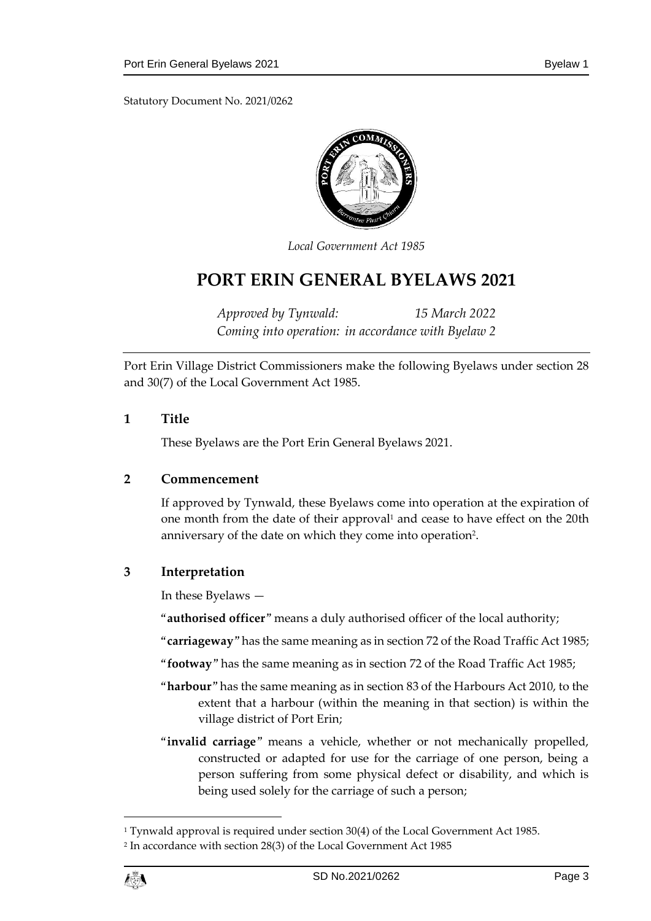Statutory Document No. 2021/0262

*Local Government Act 1985*

# PORT ERIN GENERAL BYELAWS 2021

*Approved by Tynwald: 15 March 2022*
*Coming into operation: in accordance with Byelaw 2*

Port Erin Village District Commissioners make the following Byelaws under section 28 and 30(7) of the Local Government Act 1985.

## 1 Title

These Byelaws are the Port Erin General Byelaws 2021.

## 2 Commencement

If approved by Tynwald, these Byelaws come into operation at the expiration of one month from the date of their approval[1] and cease to have effect on the 20th anniversary of the date on which they come into operation[2].

## 3 Interpretation

In these Byelaws —

"**authorised officer**" means a duly authorised officer of the local authority;

"**carriageway**" has the same meaning as in section 72 of the Road Traffic Act 1985;

"**footway**" has the same meaning as in section 72 of the Road Traffic Act 1985;

"**harbour**" has the same meaning as in section 83 of the Harbours Act 2010, to the extent that a harbour (within the meaning in that section) is within the village district of Port Erin;

"**invalid carriage**" means a vehicle, whether or not mechanically propelled, constructed or adapted for use for the carriage of one person, being a person suffering from some physical defect or disability, and which is being used solely for the carriage of such a person;

[1] Tynwald approval is required under section 30(4) of the Local Government Act 1985.

[2] In accordance with section 28(3) of the Local Government Act 1985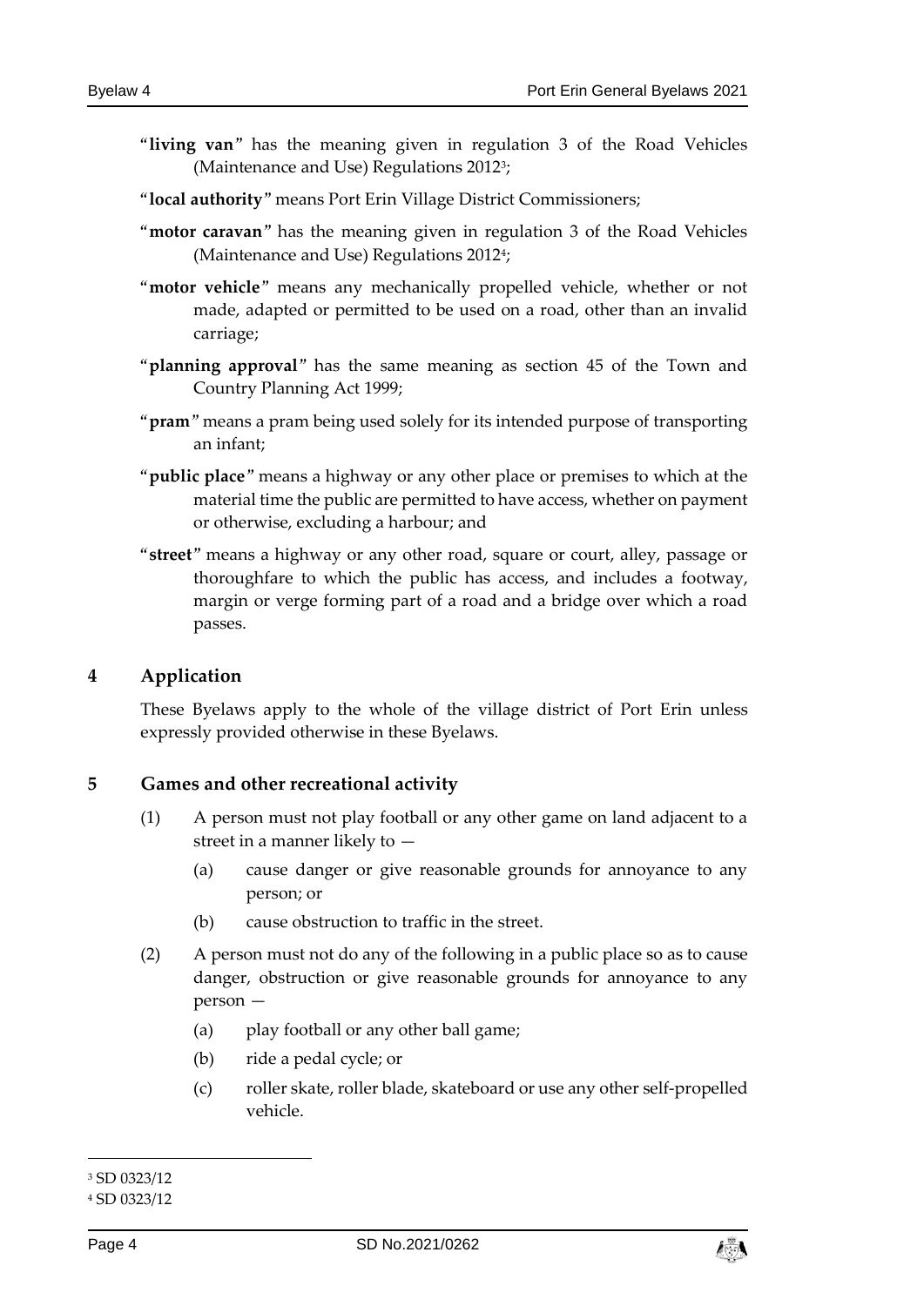"**living van**" has the meaning given in regulation 3 of the Road Vehicles (Maintenance and Use) Regulations 2012[3];

"**local authority**" means Port Erin Village District Commissioners;

"**motor caravan**" has the meaning given in regulation 3 of the Road Vehicles (Maintenance and Use) Regulations 2012[4];

"**motor vehicle**" means any mechanically propelled vehicle, whether or not made, adapted or permitted to be used on a road, other than an invalid carriage;

"**planning approval**" has the same meaning as section 45 of the Town and Country Planning Act 1999;

"**pram**" means a pram being used solely for its intended purpose of transporting an infant;

"**public place**" means a highway or any other place or premises to which at the material time the public are permitted to have access, whether on payment or otherwise, excluding a harbour; and

"**street**" means a highway or any other road, square or court, alley, passage or thoroughfare to which the public has access, and includes a footway, margin or verge forming part of a road and a bridge over which a road passes.

## 4 Application

These Byelaws apply to the whole of the village district of Port Erin unless expressly provided otherwise in these Byelaws.

## 5 Games and other recreational activity

(1) A person must not play football or any other game on land adjacent to a street in a manner likely to —

(a) cause danger or give reasonable grounds for annoyance to any person; or

(b) cause obstruction to traffic in the street.

(2) A person must not do any of the following in a public place so as to cause danger, obstruction or give reasonable grounds for annoyance to any person —

(a) play football or any other ball game;

(b) ride a pedal cycle; or

(c) roller skate, roller blade, skateboard or use any other self-propelled vehicle.

[3] SD 0323/12

[4] SD 0323/12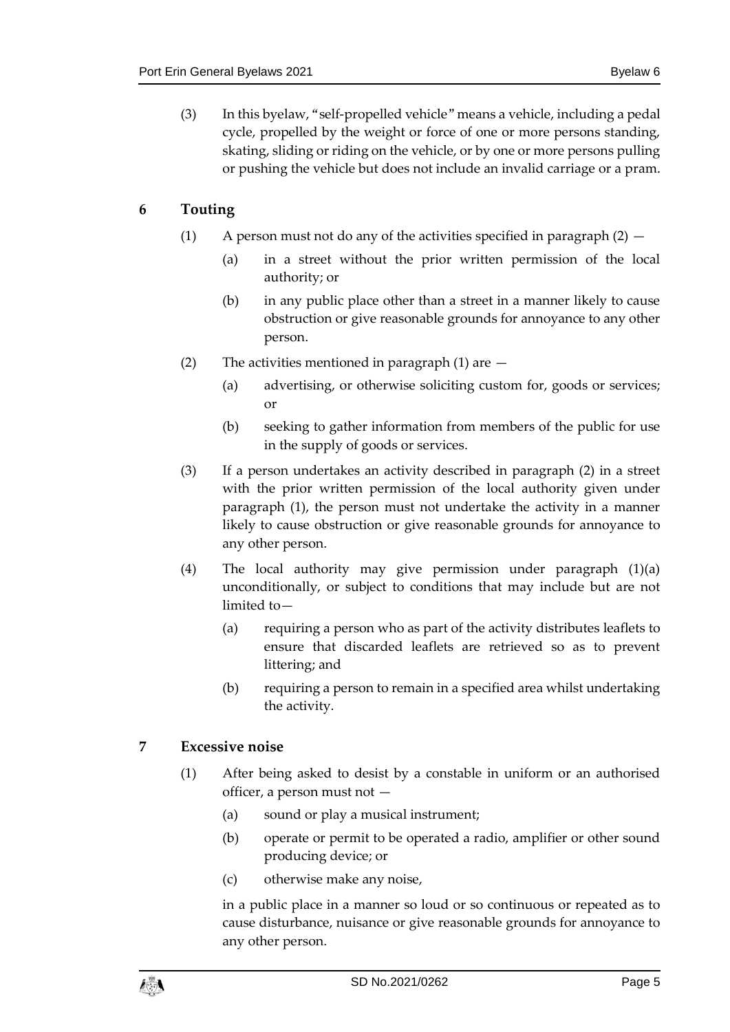(3) In this byelaw, "self-propelled vehicle" means a vehicle, including a pedal cycle, propelled by the weight or force of one or more persons standing, skating, sliding or riding on the vehicle, or by one or more persons pulling or pushing the vehicle but does not include an invalid carriage or a pram.

## 6 Touting

(1) A person must not do any of the activities specified in paragraph (2) —

(a) in a street without the prior written permission of the local authority; or

(b) in any public place other than a street in a manner likely to cause obstruction or give reasonable grounds for annoyance to any other person.

(2) The activities mentioned in paragraph (1) are —

(a) advertising, or otherwise soliciting custom for, goods or services; or

(b) seeking to gather information from members of the public for use in the supply of goods or services.

(3) If a person undertakes an activity described in paragraph (2) in a street with the prior written permission of the local authority given under paragraph (1), the person must not undertake the activity in a manner likely to cause obstruction or give reasonable grounds for annoyance to any other person.

(4) The local authority may give permission under paragraph (1)(a) unconditionally, or subject to conditions that may include but are not limited to—

(a) requiring a person who as part of the activity distributes leaflets to ensure that discarded leaflets are retrieved so as to prevent littering; and

(b) requiring a person to remain in a specified area whilst undertaking the activity.

## 7 Excessive noise

(1) After being asked to desist by a constable in uniform or an authorised officer, a person must not —

(a) sound or play a musical instrument;

(b) operate or permit to be operated a radio, amplifier or other sound producing device; or

(c) otherwise make any noise,

in a public place in a manner so loud or so continuous or repeated as to cause disturbance, nuisance or give reasonable grounds for annoyance to any other person.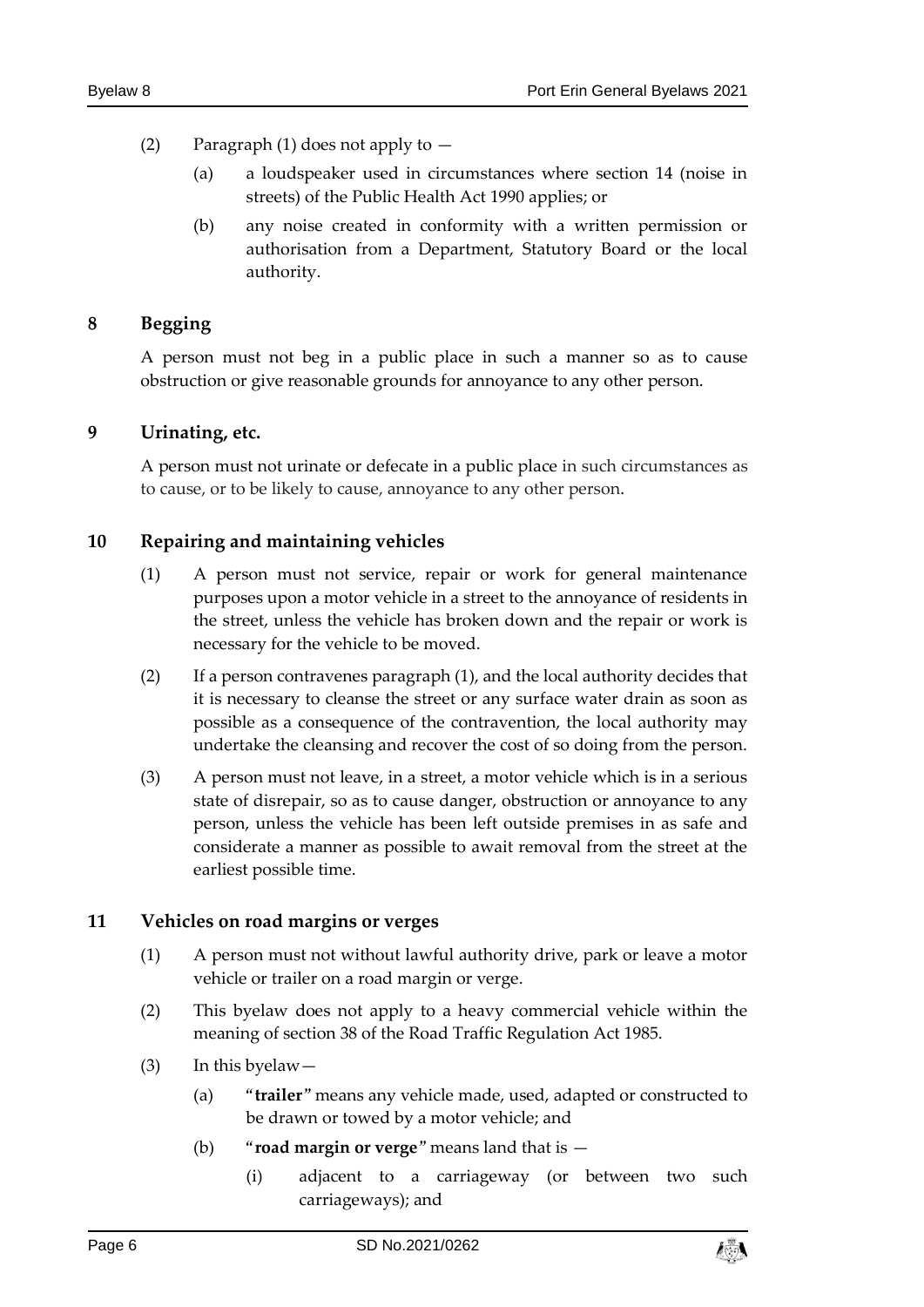(2) Paragraph (1) does not apply to —

(a) a loudspeaker used in circumstances where section 14 (noise in streets) of the Public Health Act 1990 applies; or

(b) any noise created in conformity with a written permission or authorisation from a Department, Statutory Board or the local authority.

## 8 Begging

A person must not beg in a public place in such a manner so as to cause obstruction or give reasonable grounds for annoyance to any other person.

## 9 Urinating, etc.

A person must not urinate or defecate in a public place in such circumstances as to cause, or to be likely to cause, annoyance to any other person.

## 10 Repairing and maintaining vehicles

(1) A person must not service, repair or work for general maintenance purposes upon a motor vehicle in a street to the annoyance of residents in the street, unless the vehicle has broken down and the repair or work is necessary for the vehicle to be moved.

(2) If a person contravenes paragraph (1), and the local authority decides that it is necessary to cleanse the street or any surface water drain as soon as possible as a consequence of the contravention, the local authority may undertake the cleansing and recover the cost of so doing from the person.

(3) A person must not leave, in a street, a motor vehicle which is in a serious state of disrepair, so as to cause danger, obstruction or annoyance to any person, unless the vehicle has been left outside premises in as safe and considerate a manner as possible to await removal from the street at the earliest possible time.

## 11 Vehicles on road margins or verges

(1) A person must not without lawful authority drive, park or leave a motor vehicle or trailer on a road margin or verge.

(2) This byelaw does not apply to a heavy commercial vehicle within the meaning of section 38 of the Road Traffic Regulation Act 1985.

(3) In this byelaw—

(a) "**trailer**" means any vehicle made, used, adapted or constructed to be drawn or towed by a motor vehicle; and

(b) "**road margin or verge**" means land that is —

(i) adjacent to a carriageway (or between two such carriageways); and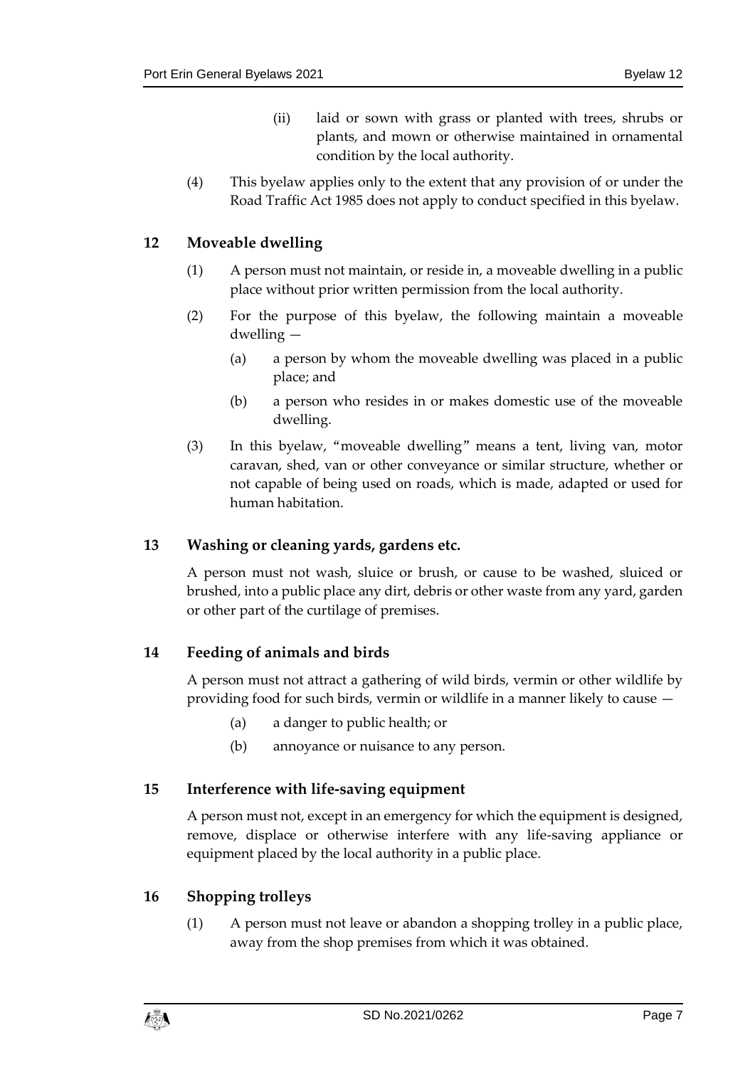(ii) laid or sown with grass or planted with trees, shrubs or plants, and mown or otherwise maintained in ornamental condition by the local authority.

(4) This byelaw applies only to the extent that any provision of or under the Road Traffic Act 1985 does not apply to conduct specified in this byelaw.

## 12 Moveable dwelling

(1) A person must not maintain, or reside in, a moveable dwelling in a public place without prior written permission from the local authority.

(2) For the purpose of this byelaw, the following maintain a moveable dwelling —

(a) a person by whom the moveable dwelling was placed in a public place; and

(b) a person who resides in or makes domestic use of the moveable dwelling.

(3) In this byelaw, "moveable dwelling" means a tent, living van, motor caravan, shed, van or other conveyance or similar structure, whether or not capable of being used on roads, which is made, adapted or used for human habitation.

## 13 Washing or cleaning yards, gardens etc.

A person must not wash, sluice or brush, or cause to be washed, sluiced or brushed, into a public place any dirt, debris or other waste from any yard, garden or other part of the curtilage of premises.

## 14 Feeding of animals and birds

A person must not attract a gathering of wild birds, vermin or other wildlife by providing food for such birds, vermin or wildlife in a manner likely to cause —

(a) a danger to public health; or

(b) annoyance or nuisance to any person.

## 15 Interference with life-saving equipment

A person must not, except in an emergency for which the equipment is designed, remove, displace or otherwise interfere with any life-saving appliance or equipment placed by the local authority in a public place.

## 16 Shopping trolleys

(1) A person must not leave or abandon a shopping trolley in a public place, away from the shop premises from which it was obtained.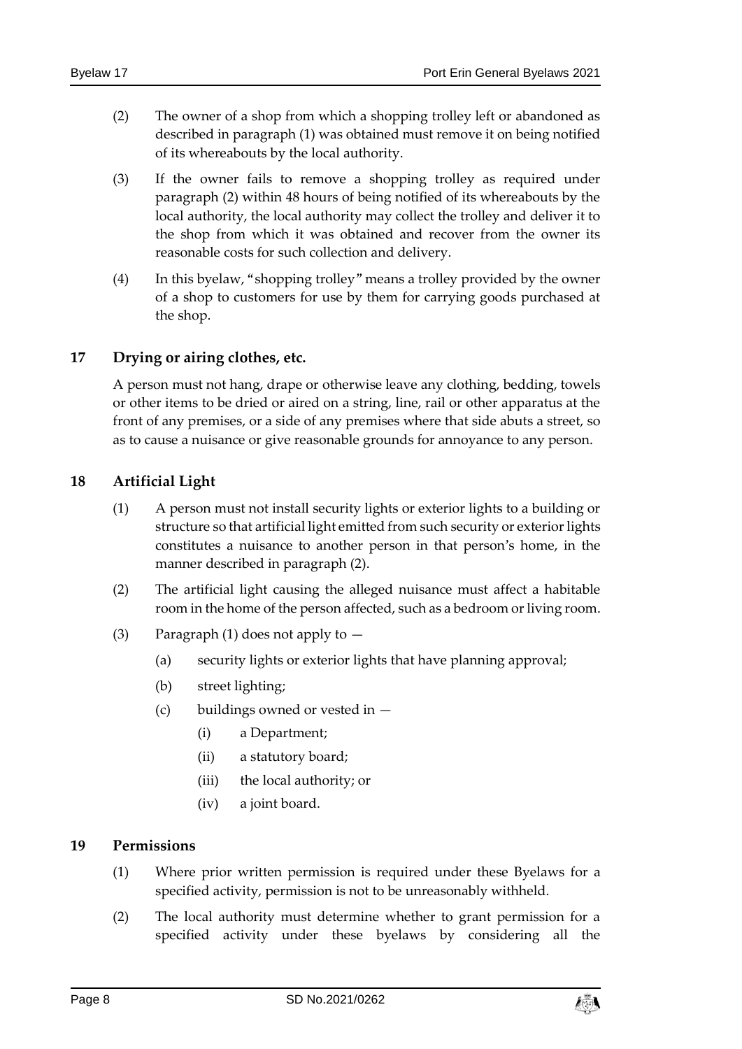(2) The owner of a shop from which a shopping trolley left or abandoned as described in paragraph (1) was obtained must remove it on being notified of its whereabouts by the local authority.

(3) If the owner fails to remove a shopping trolley as required under paragraph (2) within 48 hours of being notified of its whereabouts by the local authority, the local authority may collect the trolley and deliver it to the shop from which it was obtained and recover from the owner its reasonable costs for such collection and delivery.

(4) In this byelaw, "shopping trolley" means a trolley provided by the owner of a shop to customers for use by them for carrying goods purchased at the shop.

## 17 Drying or airing clothes, etc.

A person must not hang, drape or otherwise leave any clothing, bedding, towels or other items to be dried or aired on a string, line, rail or other apparatus at the front of any premises, or a side of any premises where that side abuts a street, so as to cause a nuisance or give reasonable grounds for annoyance to any person.

## 18 Artificial Light

(1) A person must not install security lights or exterior lights to a building or structure so that artificial light emitted from such security or exterior lights constitutes a nuisance to another person in that person's home, in the manner described in paragraph (2).

(2) The artificial light causing the alleged nuisance must affect a habitable room in the home of the person affected, such as a bedroom or living room.

(3) Paragraph (1) does not apply to —

(a) security lights or exterior lights that have planning approval;

(b) street lighting;

(c) buildings owned or vested in —

(i) a Department;

(ii) a statutory board;

(iii) the local authority; or

(iv) a joint board.

## 19 Permissions

(1) Where prior written permission is required under these Byelaws for a specified activity, permission is not to be unreasonably withheld.

(2) The local authority must determine whether to grant permission for a specified activity under these byelaws by considering all the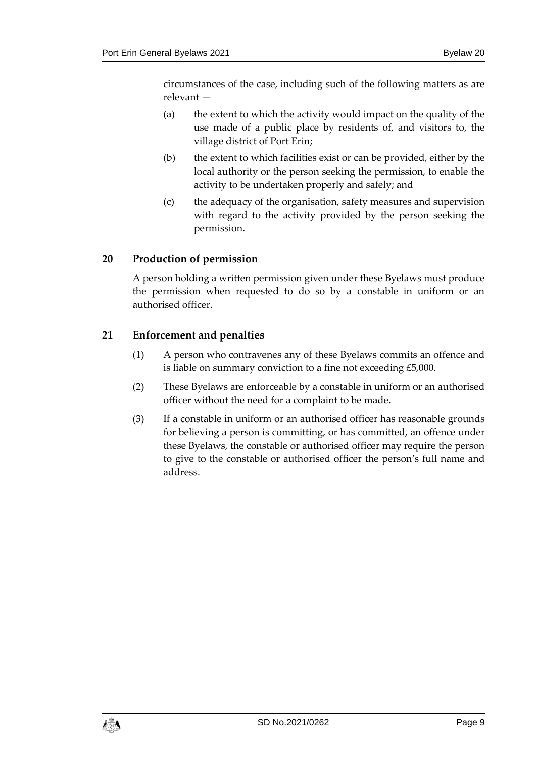circumstances of the case, including such of the following matters as are relevant —

(a) the extent to which the activity would impact on the quality of the use made of a public place by residents of, and visitors to, the village district of Port Erin;

(b) the extent to which facilities exist or can be provided, either by the local authority or the person seeking the permission, to enable the activity to be undertaken properly and safely; and

(c) the adequacy of the organisation, safety measures and supervision with regard to the activity provided by the person seeking the permission.

## 20 Production of permission

A person holding a written permission given under these Byelaws must produce the permission when requested to do so by a constable in uniform or an authorised officer.

## 21 Enforcement and penalties

(1) A person who contravenes any of these Byelaws commits an offence and is liable on summary conviction to a fine not exceeding £5,000.

(2) These Byelaws are enforceable by a constable in uniform or an authorised officer without the need for a complaint to be made.

(3) If a constable in uniform or an authorised officer has reasonable grounds for believing a person is committing, or has committed, an offence under these Byelaws, the constable or authorised officer may require the person to give to the constable or authorised officer the person's full name and address.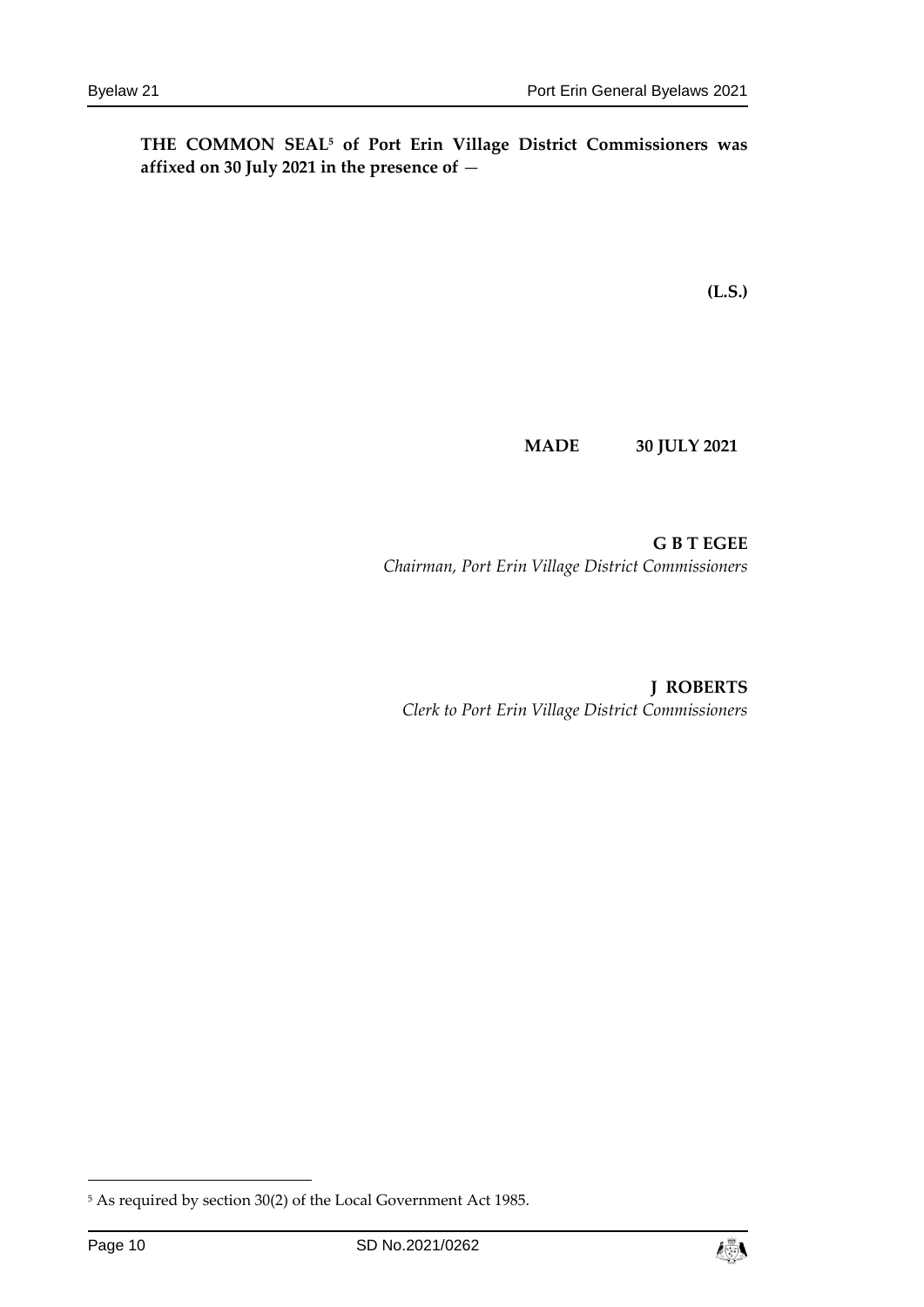**THE COMMON SEAL[5] of Port Erin Village District Commissioners was affixed on 30 July 2021 in the presence of —**

**(L.S.)**

**MADE 30 JULY 2021**

**G B T EGEE**
*Chairman, Port Erin Village District Commissioners*

**J ROBERTS**
*Clerk to Port Erin Village District Commissioners*

[5] As required by section 30(2) of the Local Government Act 1985.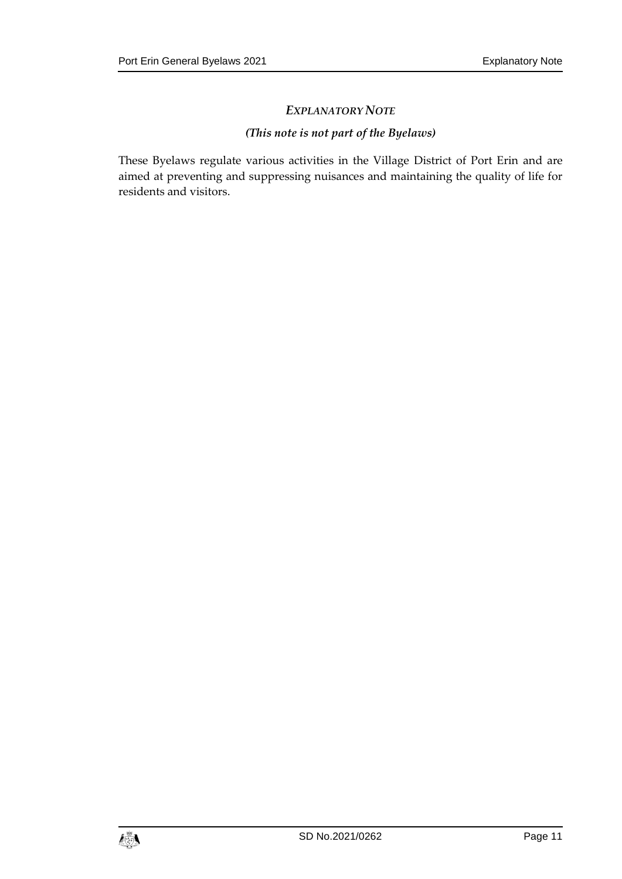## *EXPLANATORY NOTE*

***(This note is not part of the Byelaws)***

These Byelaws regulate various activities in the Village District of Port Erin and are aimed at preventing and suppressing nuisances and maintaining the quality of life for residents and visitors.